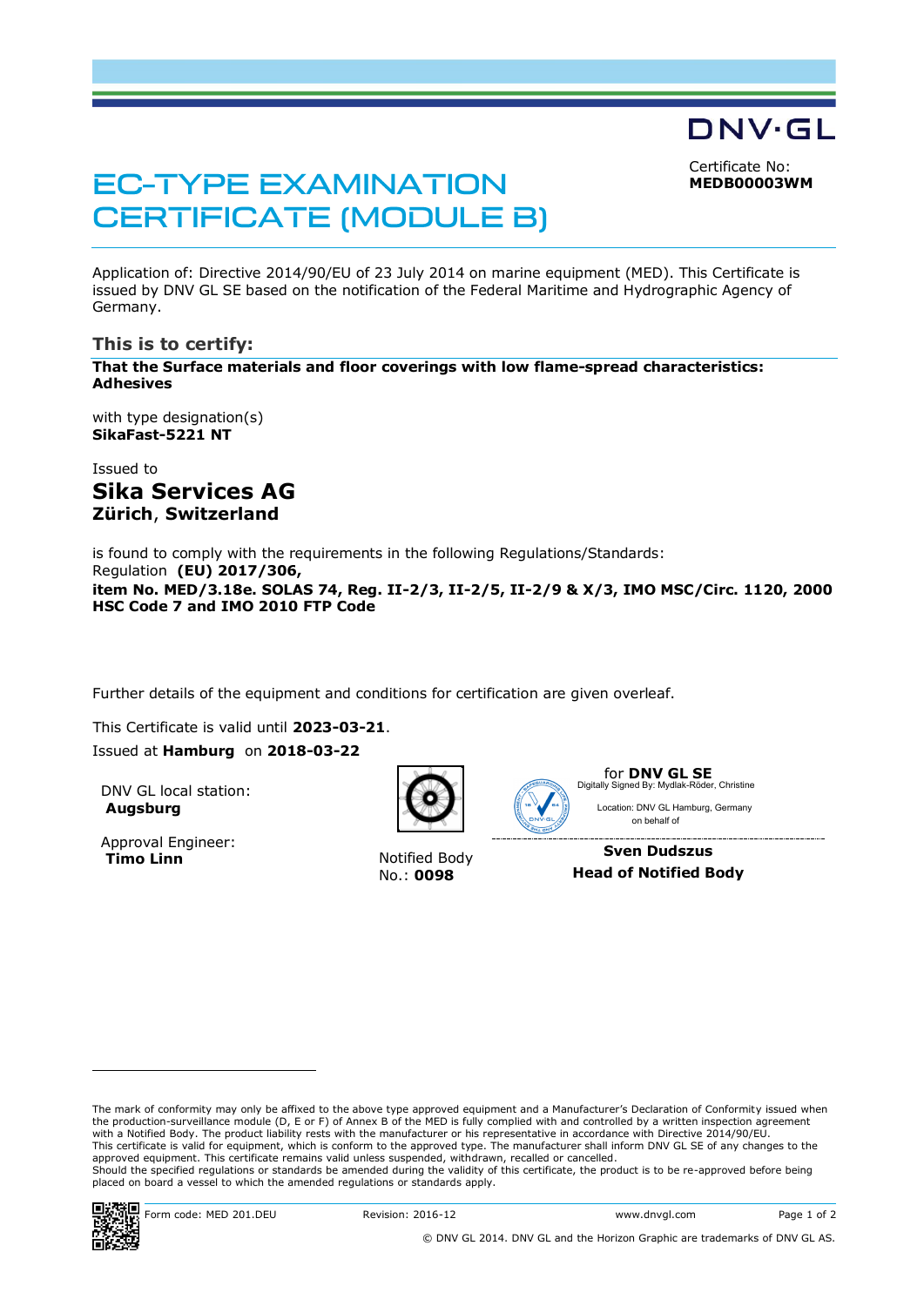DNV·GL

# EC-TYPE EXAMINATION CERTIFICATE (MODULE B)

Certificate No:
**MEDB00003WM**

Application of: Directive 2014/90/EU of 23 July 2014 on marine equipment (MED). This Certificate is issued by DNV GL SE based on the notification of the Federal Maritime and Hydrographic Agency of Germany.

## This is to certify:

**That the Surface materials and floor coverings with low flame-spread characteristics: Adhesives**

with type designation(s)
**SikaFast-5221 NT**

Issued to

**Sika Services AG**
**Zürich, Switzerland**

is found to comply with the requirements in the following Regulations/Standards:
Regulation **(EU) 2017/306,**
**item No. MED/3.18e. SOLAS 74, Reg. II-2/3, II-2/5, II-2/9 & X/3, IMO MSC/Circ. 1120, 2000 HSC Code 7 and IMO 2010 FTP Code**

Further details of the equipment and conditions for certification are given overleaf.

This Certificate is valid until **2023-03-21**.
Issued at **Hamburg** on **2018-03-22**

DNV GL local station:
**Augsburg**

Approval Engineer:
**Timo Linn**

Notified Body
No.: **0098**

for **DNV GL SE**
Digitally Signed By: Mydlak-Röder, Christine
Location: DNV GL Hamburg, Germany
on behalf of

**Sven Dudszus**
**Head of Notified Body**

The mark of conformity may only be affixed to the above type approved equipment and a Manufacturer's Declaration of Conformity issued when the production-surveillance module (D, E or F) of Annex B of the MED is fully complied with and controlled by a written inspection agreement with a Notified Body. The product liability rests with the manufacturer or his representative in accordance with Directive 2014/90/EU.
This certificate is valid for equipment, which is conform to the approved type. The manufacturer shall inform DNV GL SE of any changes to the approved equipment. This certificate remains valid unless suspended, withdrawn, recalled or cancelled.
Should the specified regulations or standards be amended during the validity of this certificate, the product is to be re-approved before being placed on board a vessel to which the amended regulations or standards apply.

Form code: MED 201.DEU Revision: 2016-12 www.dnvgl.com

© DNV GL 2014. DNV GL and the Horizon Graphic are trademarks of DNV GL AS.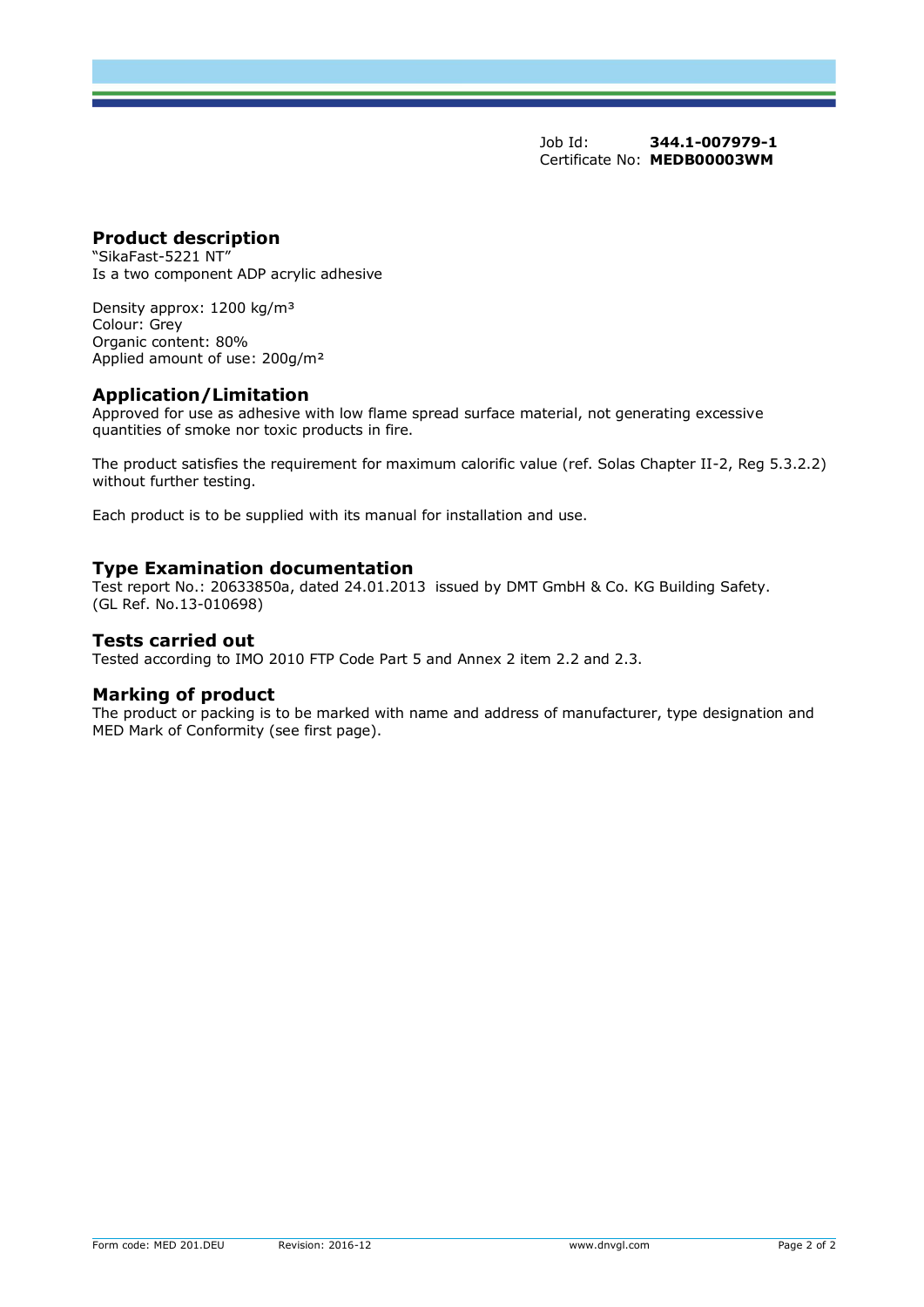Job Id: **344.1-007979-1**
Certificate No: **MEDB00003WM**

## Product description

"SikaFast-5221 NT"
Is a two component ADP acrylic adhesive

Density approx: 1200 kg/m³
Colour: Grey
Organic content: 80%
Applied amount of use: 200g/m²

## Application/Limitation

Approved for use as adhesive with low flame spread surface material, not generating excessive quantities of smoke nor toxic products in fire.

The product satisfies the requirement for maximum calorific value (ref. Solas Chapter II-2, Reg 5.3.2.2) without further testing.

Each product is to be supplied with its manual for installation and use.

## Type Examination documentation

Test report No.: 20633850a, dated 24.01.2013 issued by DMT GmbH & Co. KG Building Safety.
(GL Ref. No.13-010698)

## Tests carried out

Tested according to IMO 2010 FTP Code Part 5 and Annex 2 item 2.2 and 2.3.

## Marking of product

The product or packing is to be marked with name and address of manufacturer, type designation and MED Mark of Conformity (see first page).